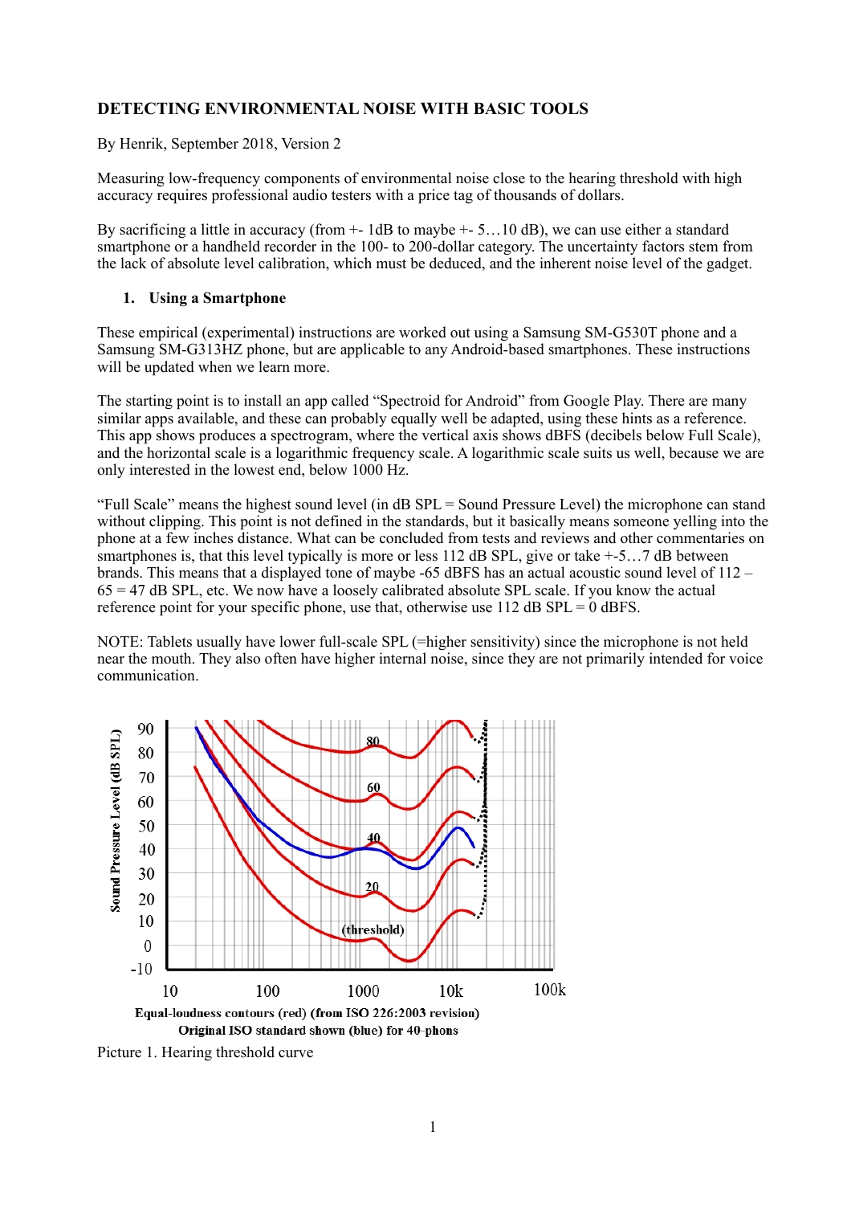# DETECTING ENVIRONMENTAL NOISE WITH BASIC TOOLS

By Henrik, September 2018, Version 2

Measuring low-frequency components of environmental noise close to the hearing threshold with high accuracy requires professional audio testers with a price tag of thousands of dollars.

By sacrificing a little in accuracy (from +- 1dB to maybe +- 5…10 dB), we can use either a standard smartphone or a handheld recorder in the 100- to 200-dollar category. The uncertainty factors stem from the lack of absolute level calibration, which must be deduced, and the inherent noise level of the gadget.

## 1. Using a Smartphone

These empirical (experimental) instructions are worked out using a Samsung SM-G530T phone and a Samsung SM-G313HZ phone, but are applicable to any Android-based smartphones. These instructions will be updated when we learn more.

The starting point is to install an app called "Spectroid for Android" from Google Play. There are many similar apps available, and these can probably equally well be adapted, using these hints as a reference. This app shows produces a spectrogram, where the vertical axis shows dBFS (decibels below Full Scale), and the horizontal scale is a logarithmic frequency scale. A logarithmic scale suits us well, because we are only interested in the lowest end, below 1000 Hz.

"Full Scale" means the highest sound level (in dB SPL = Sound Pressure Level) the microphone can stand without clipping. This point is not defined in the standards, but it basically means someone yelling into the phone at a few inches distance. What can be concluded from tests and reviews and other commentaries on smartphones is, that this level typically is more or less 112 dB SPL, give or take +-5…7 dB between brands. This means that a displayed tone of maybe -65 dBFS has an actual acoustic sound level of 112 – 65 = 47 dB SPL, etc. We now have a loosely calibrated absolute SPL scale. If you know the actual reference point for your specific phone, use that, otherwise use 112 dB SPL = 0 dBFS.

NOTE: Tablets usually have lower full-scale SPL (=higher sensitivity) since the microphone is not held near the mouth. They also often have higher internal noise, since they are not primarily intended for voice communication.

Equal-loudness contours (red) (from ISO 226:2003 revision)
Original ISO standard shown (blue) for 40-phons

Picture 1. Hearing threshold curve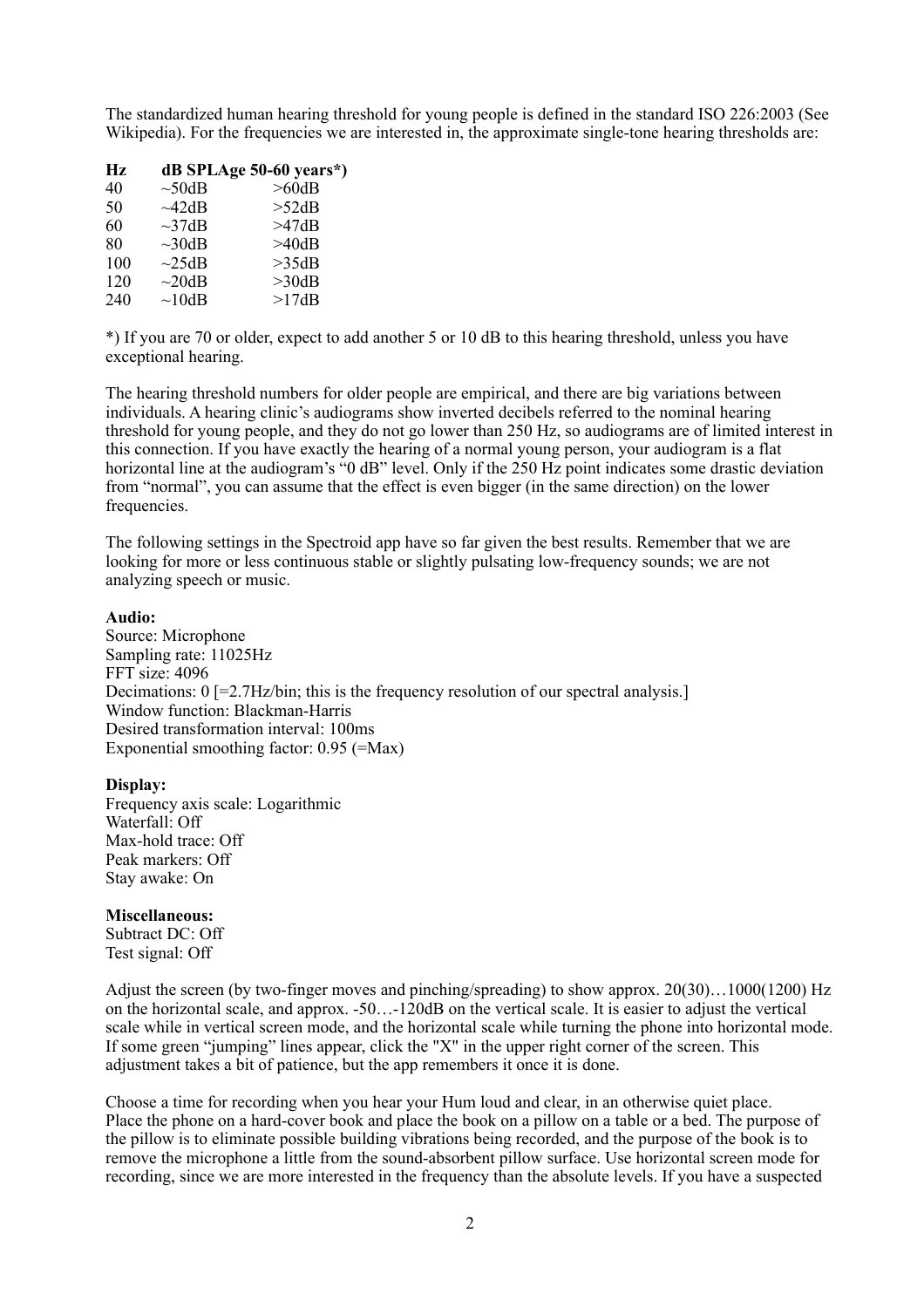The standardized human hearing threshold for young people is defined in the standard ISO 226:2003 (See Wikipedia). For the frequencies we are interested in, the approximate single-tone hearing thresholds are:

| Hz | dB SPL | Age 50-60 years*) |
|---|---|---|
| 40 | ~50dB | >60dB |
| 50 | ~42dB | >52dB |
| 60 | ~37dB | >47dB |
| 80 | ~30dB | >40dB |
| 100 | ~25dB | >35dB |
| 120 | ~20dB | >30dB |
| 240 | ~10dB | >17dB |

*) If you are 70 or older, expect to add another 5 or 10 dB to this hearing threshold, unless you have exceptional hearing.

The hearing threshold numbers for older people are empirical, and there are big variations between individuals. A hearing clinic's audiograms show inverted decibels referred to the nominal hearing threshold for young people, and they do not go lower than 250 Hz, so audiograms are of limited interest in this connection. If you have exactly the hearing of a normal young person, your audiogram is a flat horizontal line at the audiogram's "0 dB" level. Only if the 250 Hz point indicates some drastic deviation from "normal", you can assume that the effect is even bigger (in the same direction) on the lower frequencies.

The following settings in the Spectroid app have so far given the best results. Remember that we are looking for more or less continuous stable or slightly pulsating low-frequency sounds; we are not analyzing speech or music.

**Audio:**
Source: Microphone
Sampling rate: 11025Hz
FFT size: 4096
Decimations: 0 [=2.7Hz/bin; this is the frequency resolution of our spectral analysis.]
Window function: Blackman-Harris
Desired transformation interval: 100ms
Exponential smoothing factor: 0.95 (=Max)

**Display:**
Frequency axis scale: Logarithmic
Waterfall: Off
Max-hold trace: Off
Peak markers: Off
Stay awake: On

**Miscellaneous:**
Subtract DC: Off
Test signal: Off

Adjust the screen (by two-finger moves and pinching/spreading) to show approx. 20(30)…1000(1200) Hz on the horizontal scale, and approx. -50…-120dB on the vertical scale. It is easier to adjust the vertical scale while in vertical screen mode, and the horizontal scale while turning the phone into horizontal mode. If some green "jumping" lines appear, click the "X" in the upper right corner of the screen. This adjustment takes a bit of patience, but the app remembers it once it is done.

Choose a time for recording when you hear your Hum loud and clear, in an otherwise quiet place. Place the phone on a hard-cover book and place the book on a pillow on a table or a bed. The purpose of the pillow is to eliminate possible building vibrations being recorded, and the purpose of the book is to remove the microphone a little from the sound-absorbent pillow surface. Use horizontal screen mode for recording, since we are more interested in the frequency than the absolute levels. If you have a suspected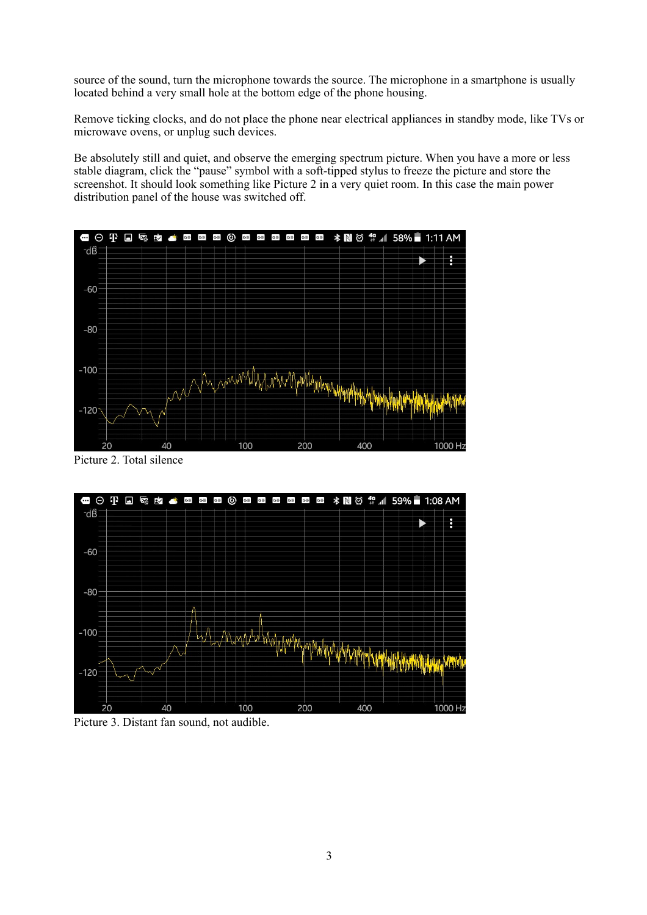source of the sound, turn the microphone towards the source. The microphone in a smartphone is usually located behind a very small hole at the bottom edge of the phone housing.

Remove ticking clocks, and do not place the phone near electrical appliances in standby mode, like TVs or microwave ovens, or unplug such devices.

Be absolutely still and quiet, and observe the emerging spectrum picture. When you have a more or less stable diagram, click the “pause” symbol with a soft-tipped stylus to freeze the picture and store the screenshot. It should look something like Picture 2 in a very quiet room. In this case the main power distribution panel of the house was switched off.

Picture 2. Total silence

Picture 3. Distant fan sound, not audible.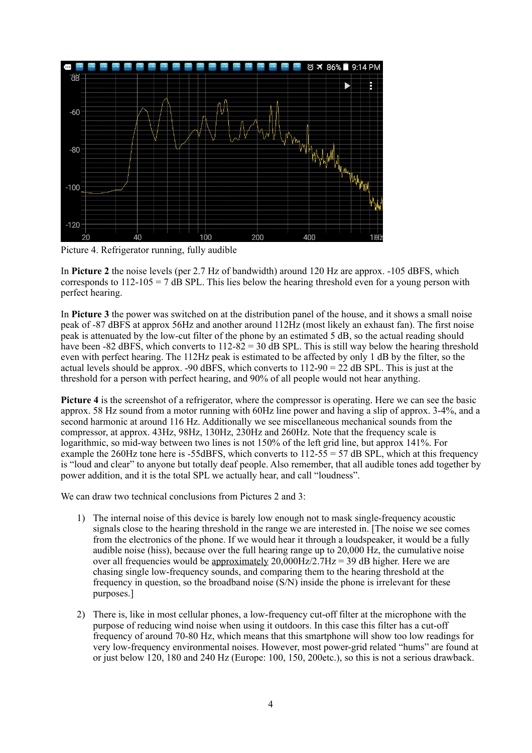Picture 4. Refrigerator running, fully audible

In **Picture 2** the noise levels (per 2.7 Hz of bandwidth) around 120 Hz are approx. -105 dBFS, which corresponds to 112-105 = 7 dB SPL. This lies below the hearing threshold even for a young person with perfect hearing.

In **Picture 3** the power was switched on at the distribution panel of the house, and it shows a small noise peak of -87 dBFS at approx 56Hz and another around 112Hz (most likely an exhaust fan). The first noise peak is attenuated by the low-cut filter of the phone by an estimated 5 dB, so the actual reading should have been -82 dBFS, which converts to 112-82 = 30 dB SPL. This is still way below the hearing threshold even with perfect hearing. The 112Hz peak is estimated to be affected by only 1 dB by the filter, so the actual levels should be approx. -90 dBFS, which converts to 112-90 = 22 dB SPL. This is just at the threshold for a person with perfect hearing, and 90% of all people would not hear anything.

**Picture 4** is the screenshot of a refrigerator, where the compressor is operating. Here we can see the basic approx. 58 Hz sound from a motor running with 60Hz line power and having a slip of approx. 3-4%, and a second harmonic at around 116 Hz. Additionally we see miscellaneous mechanical sounds from the compressor, at approx. 43Hz, 98Hz, 130Hz, 230Hz and 260Hz. Note that the frequency scale is logarithmic, so mid-way between two lines is not 150% of the left grid line, but approx 141%. For example the 260Hz tone here is -55dBFS, which converts to 112-55 = 57 dB SPL, which at this frequency is "loud and clear" to anyone but totally deaf people. Also remember, that all audible tones add together by power addition, and it is the total SPL we actually hear, and call "loudness".

We can draw two technical conclusions from Pictures 2 and 3:

1) The internal noise of this device is barely low enough not to mask single-frequency acoustic signals close to the hearing threshold in the range we are interested in. [The noise we see comes from the electronics of the phone. If we would hear it through a loudspeaker, it would be a fully audible noise (hiss), because over the full hearing range up to 20,000 Hz, the cumulative noise over all frequencies would be approximately 20,000Hz/2.7Hz = 39 dB higher. Here we are chasing single low-frequency sounds, and comparing them to the hearing threshold at the frequency in question, so the broadband noise (S/N) inside the phone is irrelevant for these purposes.]

2) There is, like in most cellular phones, a low-frequency cut-off filter at the microphone with the purpose of reducing wind noise when using it outdoors. In this case this filter has a cut-off frequency of around 70-80 Hz, which means that this smartphone will show too low readings for very low-frequency environmental noises. However, most power-grid related "hums" are found at or just below 120, 180 and 240 Hz (Europe: 100, 150, 200etc.), so this is not a serious drawback.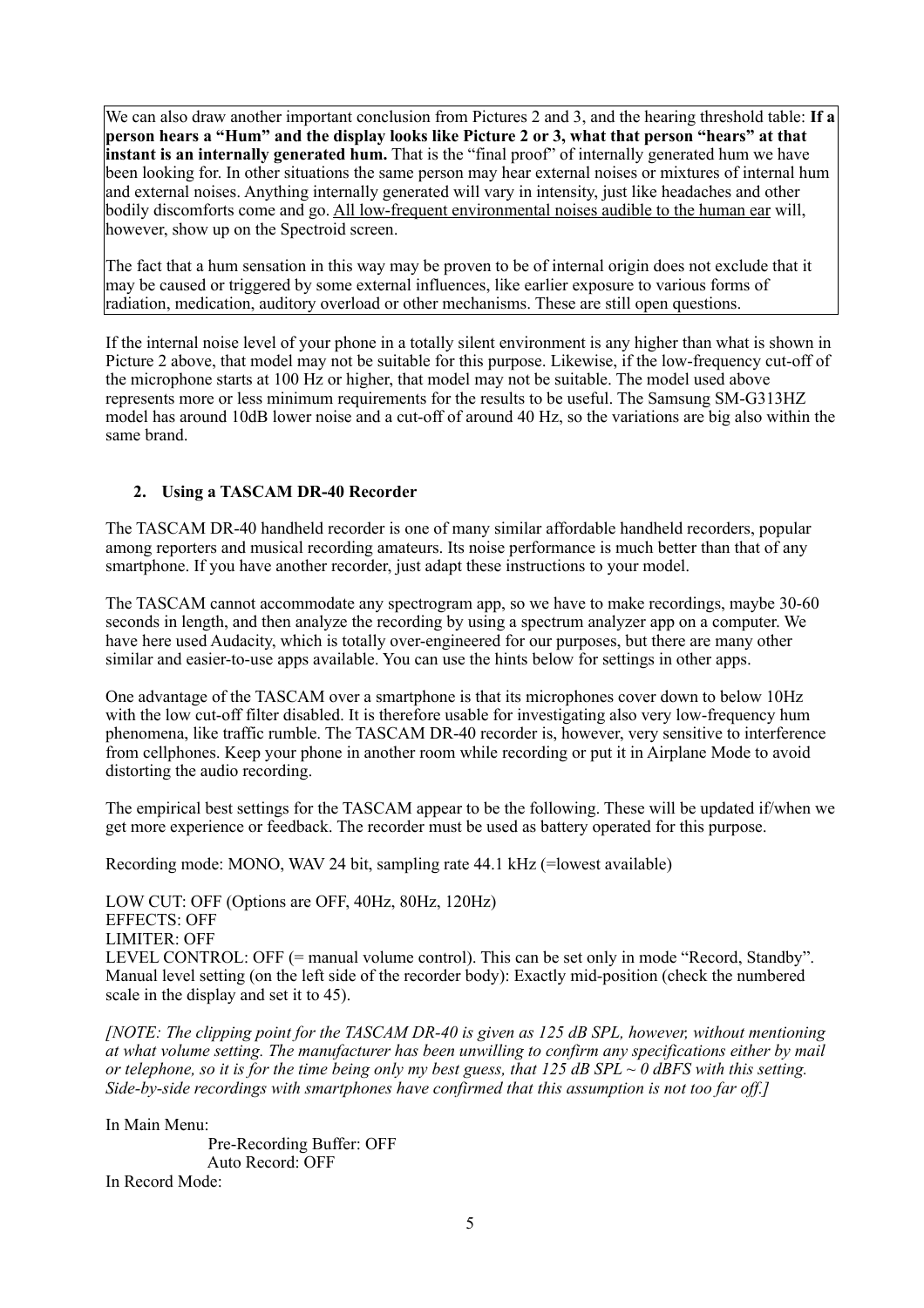We can also draw another important conclusion from Pictures 2 and 3, and the hearing threshold table: **If a person hears a "Hum" and the display looks like Picture 2 or 3, what that person "hears" at that instant is an internally generated hum.** That is the "final proof" of internally generated hum we have been looking for. In other situations the same person may hear external noises or mixtures of internal hum and external noises. Anything internally generated will vary in intensity, just like headaches and other bodily discomforts come and go. <u>All low-frequent environmental noises audible to the human ear</u> will, however, show up on the Spectroid screen.

The fact that a hum sensation in this way may be proven to be of internal origin does not exclude that it may be caused or triggered by some external influences, like earlier exposure to various forms of radiation, medication, auditory overload or other mechanisms. These are still open questions.

If the internal noise level of your phone in a totally silent environment is any higher than what is shown in Picture 2 above, that model may not be suitable for this purpose. Likewise, if the low-frequency cut-off of the microphone starts at 100 Hz or higher, that model may not be suitable. The model used above represents more or less minimum requirements for the results to be useful. The Samsung SM-G313HZ model has around 10dB lower noise and a cut-off of around 40 Hz, so the variations are big also within the same brand.

## 2. Using a TASCAM DR-40 Recorder

The TASCAM DR-40 handheld recorder is one of many similar affordable handheld recorders, popular among reporters and musical recording amateurs. Its noise performance is much better than that of any smartphone. If you have another recorder, just adapt these instructions to your model.

The TASCAM cannot accommodate any spectrogram app, so we have to make recordings, maybe 30-60 seconds in length, and then analyze the recording by using a spectrum analyzer app on a computer. We have here used Audacity, which is totally over-engineered for our purposes, but there are many other similar and easier-to-use apps available. You can use the hints below for settings in other apps.

One advantage of the TASCAM over a smartphone is that its microphones cover down to below 10Hz with the low cut-off filter disabled. It is therefore usable for investigating also very low-frequency hum phenomena, like traffic rumble. The TASCAM DR-40 recorder is, however, very sensitive to interference from cellphones. Keep your phone in another room while recording or put it in Airplane Mode to avoid distorting the audio recording.

The empirical best settings for the TASCAM appear to be the following. These will be updated if/when we get more experience or feedback. The recorder must be used as battery operated for this purpose.

Recording mode: MONO, WAV 24 bit, sampling rate 44.1 kHz (=lowest available)

LOW CUT: OFF (Options are OFF, 40Hz, 80Hz, 120Hz)
EFFECTS: OFF
LIMITER: OFF
LEVEL CONTROL: OFF (= manual volume control). This can be set only in mode "Record, Standby". Manual level setting (on the left side of the recorder body): Exactly mid-position (check the numbered scale in the display and set it to 45).

*[NOTE: The clipping point for the TASCAM DR-40 is given as 125 dB SPL, however, without mentioning at what volume setting. The manufacturer has been unwilling to confirm any specifications either by mail or telephone, so it is for the time being only my best guess, that 125 dB SPL ~ 0 dBFS with this setting. Side-by-side recordings with smartphones have confirmed that this assumption is not too far off.]*

In Main Menu:
- Pre-Recording Buffer: OFF
- Auto Record: OFF

In Record Mode: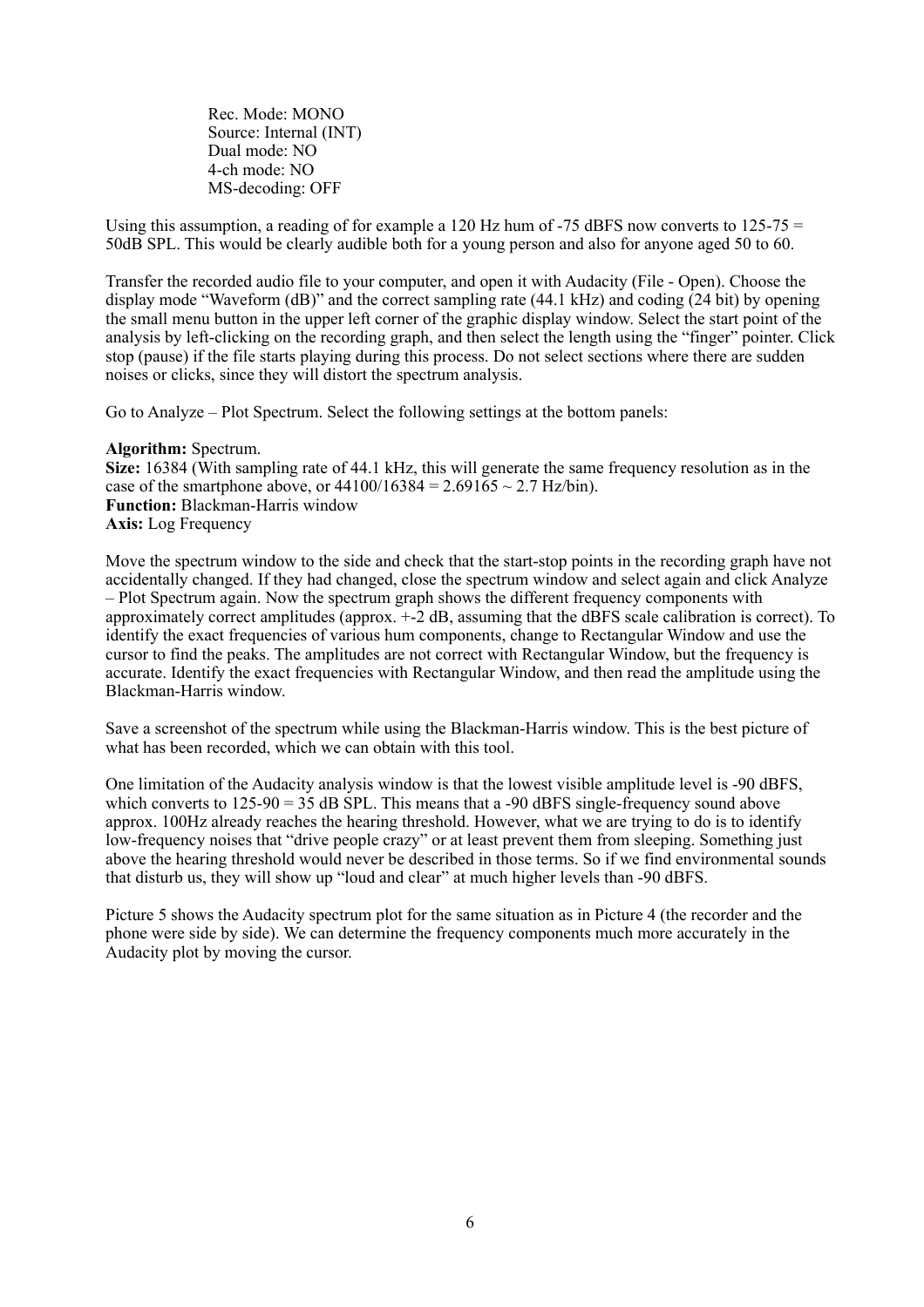Rec. Mode: MONO  
Source: Internal (INT)  
Dual mode: NO  
4-ch mode: NO  
MS-decoding: OFF

Using this assumption, a reading of for example a 120 Hz hum of -75 dBFS now converts to 125-75 = 50dB SPL. This would be clearly audible both for a young person and also for anyone aged 50 to 60.

Transfer the recorded audio file to your computer, and open it with Audacity (File - Open). Choose the display mode "Waveform (dB)" and the correct sampling rate (44.1 kHz) and coding (24 bit) by opening the small menu button in the upper left corner of the graphic display window. Select the start point of the analysis by left-clicking on the recording graph, and then select the length using the "finger" pointer. Click stop (pause) if the file starts playing during this process. Do not select sections where there are sudden noises or clicks, since they will distort the spectrum analysis.

Go to Analyze – Plot Spectrum. Select the following settings at the bottom panels:

**Algorithm:** Spectrum.  
**Size:** 16384 (With sampling rate of 44.1 kHz, this will generate the same frequency resolution as in the case of the smartphone above, or 44100/16384 = 2.69165 ~ 2.7 Hz/bin).  
**Function:** Blackman-Harris window  
**Axis:** Log Frequency

Move the spectrum window to the side and check that the start-stop points in the recording graph have not accidentally changed. If they had changed, close the spectrum window and select again and click Analyze – Plot Spectrum again. Now the spectrum graph shows the different frequency components with approximately correct amplitudes (approx. +-2 dB, assuming that the dBFS scale calibration is correct). To identify the exact frequencies of various hum components, change to Rectangular Window and use the cursor to find the peaks. The amplitudes are not correct with Rectangular Window, but the frequency is accurate. Identify the exact frequencies with Rectangular Window, and then read the amplitude using the Blackman-Harris window.

Save a screenshot of the spectrum while using the Blackman-Harris window. This is the best picture of what has been recorded, which we can obtain with this tool.

One limitation of the Audacity analysis window is that the lowest visible amplitude level is -90 dBFS, which converts to 125-90 = 35 dB SPL. This means that a -90 dBFS single-frequency sound above approx. 100Hz already reaches the hearing threshold. However, what we are trying to do is to identify low-frequency noises that "drive people crazy" or at least prevent them from sleeping. Something just above the hearing threshold would never be described in those terms. So if we find environmental sounds that disturb us, they will show up "loud and clear" at much higher levels than -90 dBFS.

Picture 5 shows the Audacity spectrum plot for the same situation as in Picture 4 (the recorder and the phone were side by side). We can determine the frequency components much more accurately in the Audacity plot by moving the cursor.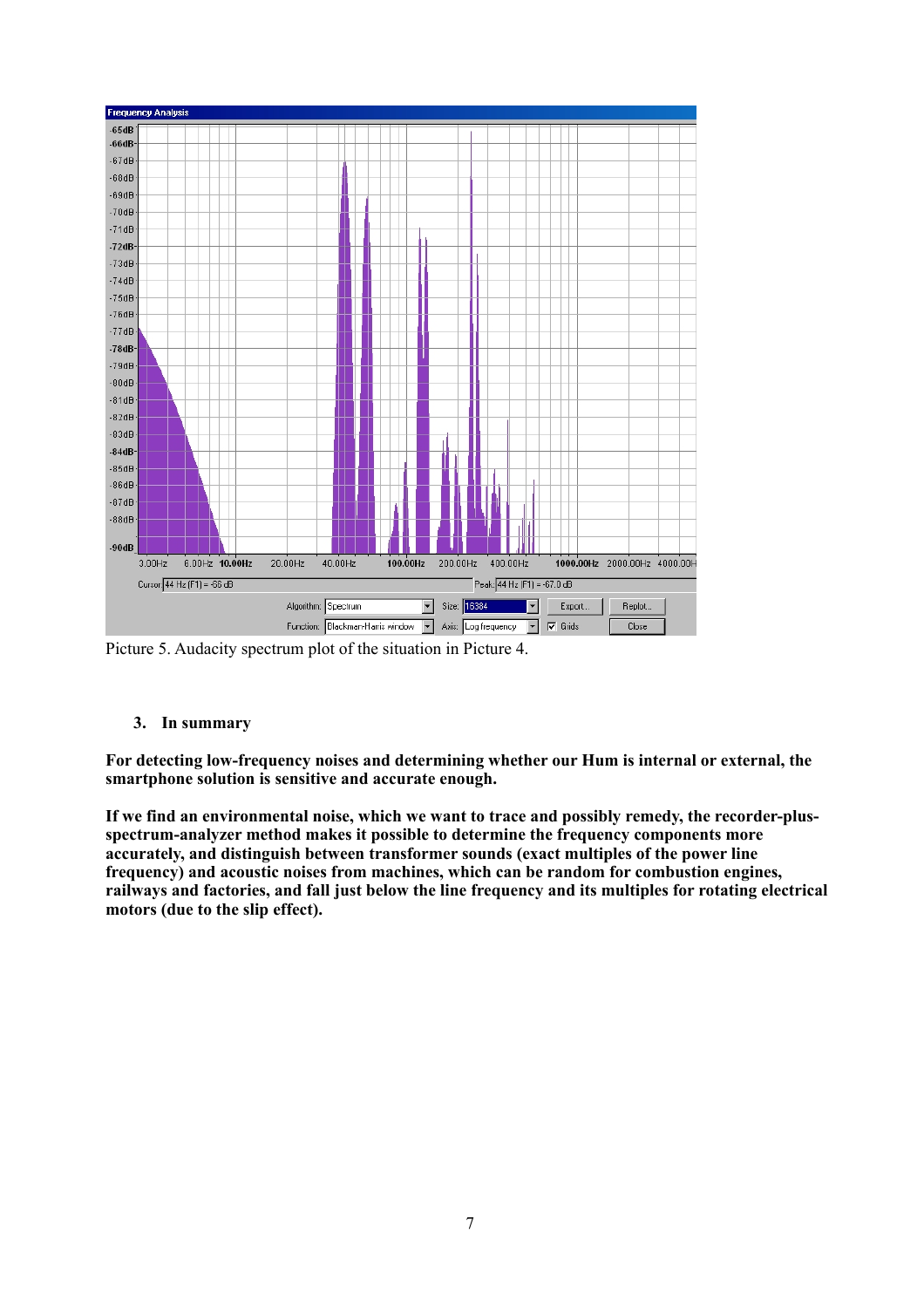Frequency Analysis

-65dB
-66dB
-67dB
-68dB
-69dB
-70dB
-71dB
-72dB
-73dB
-74dB
-75dB
-76dB
-77dB
-78dB
-79dB
-80dB
-81dB
-82dB
-83dB
-84dB
-85dB
-86dB
-87dB
-88dB
-90dB

3.00Hz 6.00Hz 10.00Hz 20.00Hz 40.00Hz 100.00Hz 200.00Hz 400.00Hz 1000.00Hz 2000.00Hz 4000.00Hz

Cursor: 44 Hz (F1) = -66 dB
Peak: 44 Hz (F1) = -67.0 dB

Algorithm: Spectrum
Size: 16384
Export...
Replot...
Function: Blackman-Harris window
Axis: Log frequency
Grids
Close

Picture 5. Audacity spectrum plot of the situation in Picture 4.

### 3. In summary

**For detecting low-frequency noises and determining whether our Hum is internal or external, the smartphone solution is sensitive and accurate enough.**

**If we find an environmental noise, which we want to trace and possibly remedy, the recorder-plus-spectrum-analyzer method makes it possible to determine the frequency components more accurately, and distinguish between transformer sounds (exact multiples of the power line frequency) and acoustic noises from machines, which can be random for combustion engines, railways and factories, and fall just below the line frequency and its multiples for rotating electrical motors (due to the slip effect).**